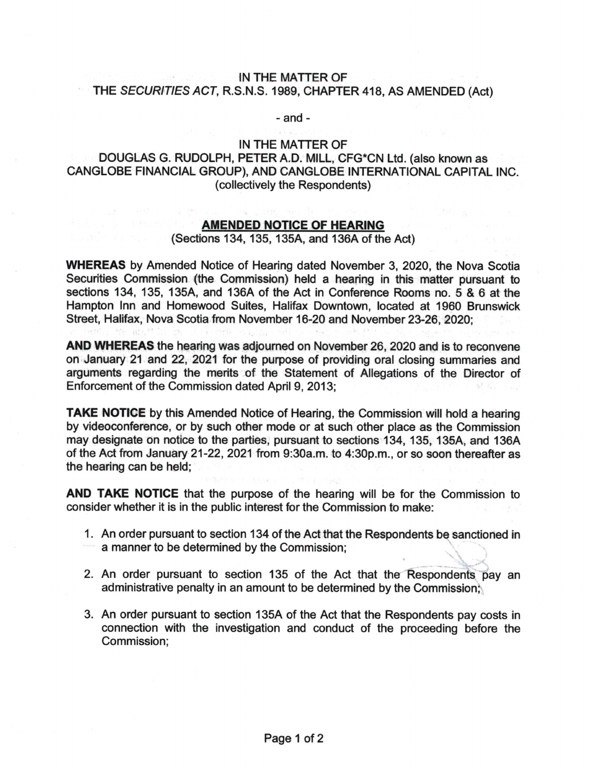IN THE MATTER OF
THE *SECURITIES ACT*, R.S.N.S. 1989, CHAPTER 418, AS AMENDED (Act)

- and -

IN THE MATTER OF
DOUGLAS G. RUDOLPH, PETER A.D. MILL, CFG*CN Ltd. (also known as CANGLOBE FINANCIAL GROUP), AND CANGLOBE INTERNATIONAL CAPITAL INC.
(collectively the Respondents)

## AMENDED NOTICE OF HEARING

(Sections 134, 135, 135A, and 136A of the Act)

**WHEREAS** by Amended Notice of Hearing dated November 3, 2020, the Nova Scotia Securities Commission (the Commission) held a hearing in this matter pursuant to sections 134, 135, 135A, and 136A of the Act in Conference Rooms no. 5 & 6 at the Hampton Inn and Homewood Suites, Halifax Downtown, located at 1960 Brunswick Street, Halifax, Nova Scotia from November 16-20 and November 23-26, 2020;

**AND WHEREAS** the hearing was adjourned on November 26, 2020 and is to reconvene on January 21 and 22, 2021 for the purpose of providing oral closing summaries and arguments regarding the merits of the Statement of Allegations of the Director of Enforcement of the Commission dated April 9, 2013;

**TAKE NOTICE** by this Amended Notice of Hearing, the Commission will hold a hearing by videoconference, or by such other mode or at such other place as the Commission may designate on notice to the parties, pursuant to sections 134, 135, 135A, and 136A of the Act from January 21-22, 2021 from 9:30a.m. to 4:30p.m., or so soon thereafter as the hearing can be held;

**AND TAKE NOTICE** that the purpose of the hearing will be for the Commission to consider whether it is in the public interest for the Commission to make:

1. An order pursuant to section 134 of the Act that the Respondents be sanctioned in a manner to be determined by the Commission;
2. An order pursuant to section 135 of the Act that the Respondents pay an administrative penalty in an amount to be determined by the Commission;
3. An order pursuant to section 135A of the Act that the Respondents pay costs in connection with the investigation and conduct of the proceeding before the Commission;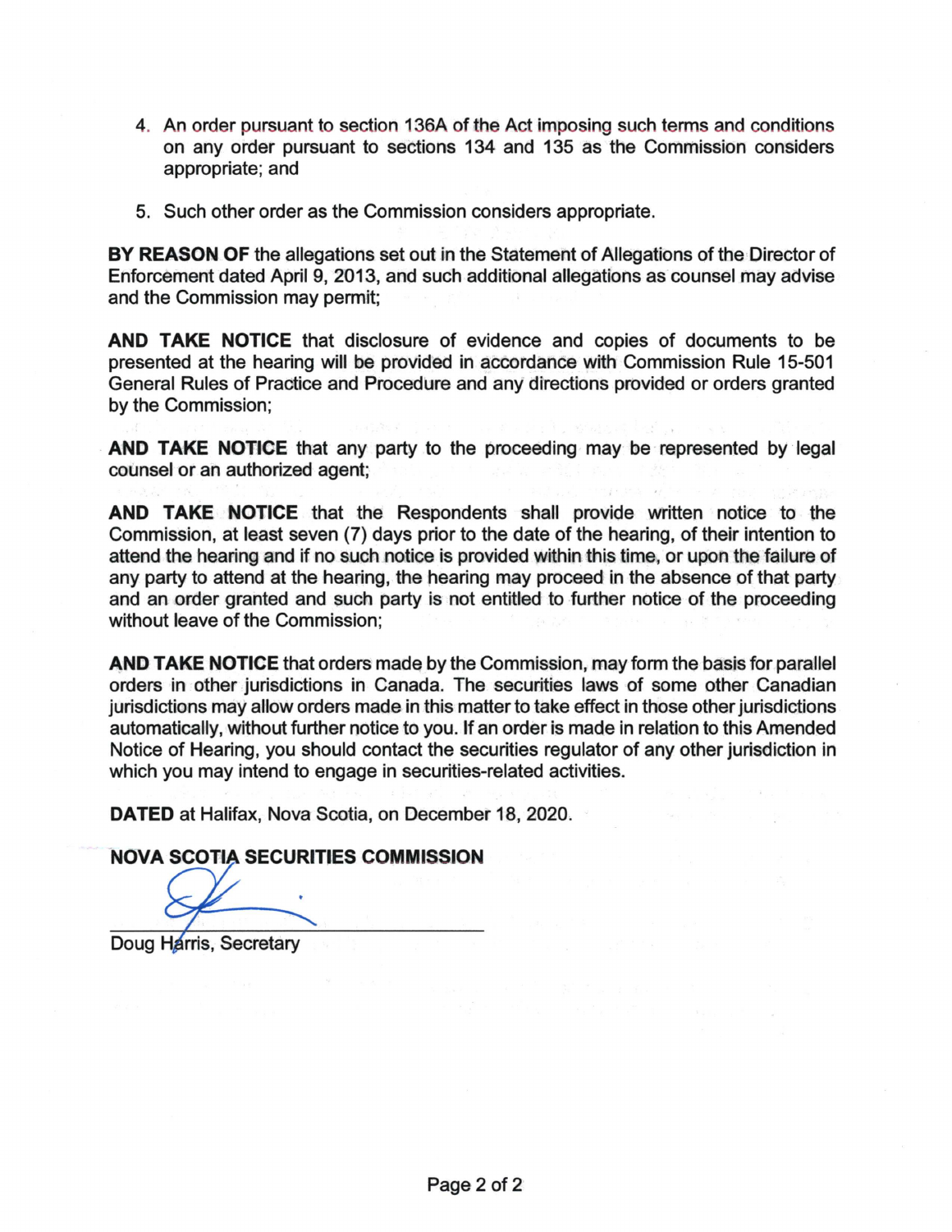4. An order pursuant to section 136A of the Act imposing such terms and conditions on any order pursuant to sections 134 and 135 as the Commission considers appropriate; and

5. Such other order as the Commission considers appropriate.

**BY REASON OF** the allegations set out in the Statement of Allegations of the Director of Enforcement dated April 9, 2013, and such additional allegations as counsel may advise and the Commission may permit;

**AND TAKE NOTICE** that disclosure of evidence and copies of documents to be presented at the hearing will be provided in accordance with Commission Rule 15-501 General Rules of Practice and Procedure and any directions provided or orders granted by the Commission;

**AND TAKE NOTICE** that any party to the proceeding may be represented by legal counsel or an authorized agent;

**AND TAKE NOTICE** that the Respondents shall provide written notice to the Commission, at least seven (7) days prior to the date of the hearing, of their intention to attend the hearing and if no such notice is provided within this time, or upon the failure of any party to attend at the hearing, the hearing may proceed in the absence of that party and an order granted and such party is not entitled to further notice of the proceeding without leave of the Commission;

**AND TAKE NOTICE** that orders made by the Commission, may form the basis for parallel orders in other jurisdictions in Canada. The securities laws of some other Canadian jurisdictions may allow orders made in this matter to take effect in those other jurisdictions automatically, without further notice to you. If an order is made in relation to this Amended Notice of Hearing, you should contact the securities regulator of any other jurisdiction in which you may intend to engage in securities-related activities.

**DATED** at Halifax, Nova Scotia, on December 18, 2020.

**NOVA SCOTIA SECURITIES COMMISSION**

Doug Harris, Secretary